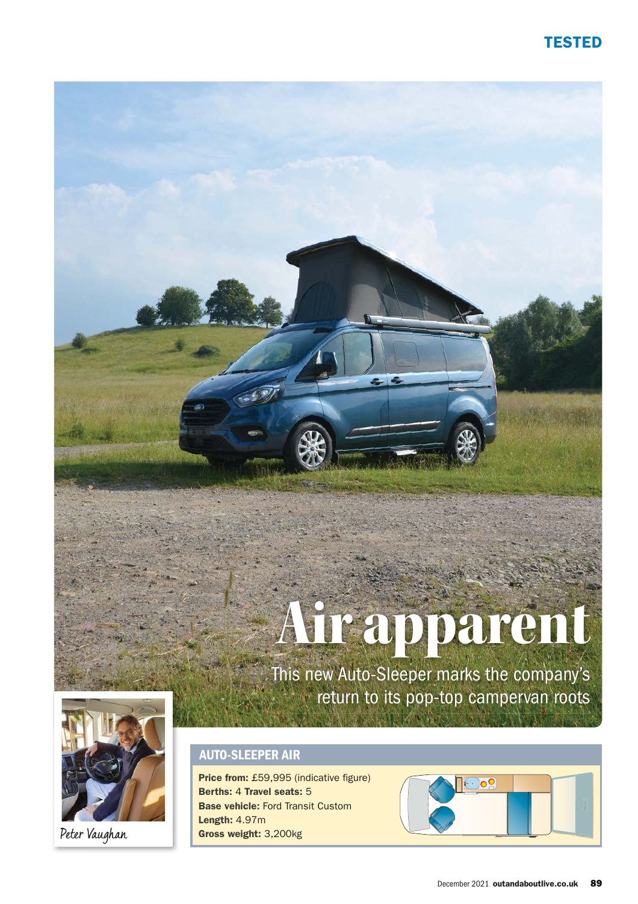# Air apparent

This new Auto-Sleeper marks the company's return to its pop-top campervan roots

Peter Vaughan

## AUTO-SLEEPER AIR

**Price from:** £59,995 (indicative figure)
**Berths:** 4 **Travel seats:** 5
**Base vehicle:** Ford Transit Custom
**Length:** 4.97m
**Gross weight:** 3,200kg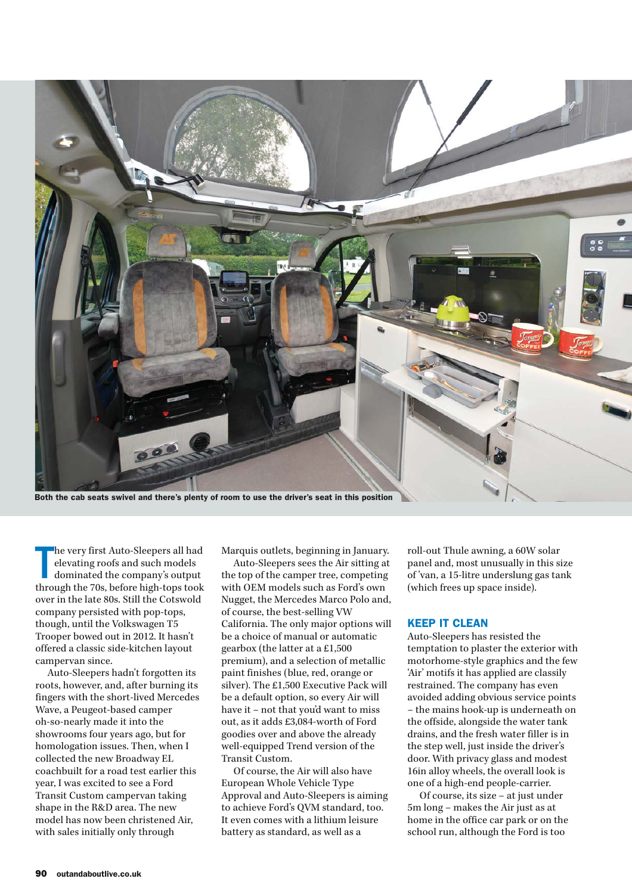Both the cab seats swivel and there's plenty of room to use the driver's seat in this position

The very first Auto-Sleepers all had elevating roofs and such models dominated the company's output through the 70s, before high-tops took over in the late 80s. Still the Cotswold company persisted with pop-tops, though, until the Volkswagen T5 Trooper bowed out in 2012. It hasn't offered a classic side-kitchen layout campervan since.

Auto-Sleepers hadn't forgotten its roots, however, and, after burning its fingers with the short-lived Mercedes Wave, a Peugeot-based camper oh-so-nearly made it into the showrooms four years ago, but for homologation issues. Then, when I collected the new Broadway EL coachbuilt for a road test earlier this year, I was excited to see a Ford Transit Custom campervan taking shape in the R&D area. The new model has now been christened Air, with sales initially only through Marquis outlets, beginning in January.

Auto-Sleepers sees the Air sitting at the top of the camper tree, competing with OEM models such as Ford's own Nugget, the Mercedes Marco Polo and, of course, the best-selling VW California. The only major options will be a choice of manual or automatic gearbox (the latter at a £1,500 premium), and a selection of metallic paint finishes (blue, red, orange or silver). The £1,500 Executive Pack will be a default option, so every Air will have it – not that you'd want to miss out, as it adds £3,084-worth of Ford goodies over and above the already well-equipped Trend version of the Transit Custom.

Of course, the Air will also have European Whole Vehicle Type Approval and Auto-Sleepers is aiming to achieve Ford's QVM standard, too. It even comes with a lithium leisure battery as standard, as well as a roll-out Thule awning, a 60W solar panel and, most unusually in this size of 'van, a 15-litre underslung gas tank (which frees up space inside).

## KEEP IT CLEAN

Auto-Sleepers has resisted the temptation to plaster the exterior with motorhome-style graphics and the few 'Air' motifs it has applied are classily restrained. The company has even avoided adding obvious service points – the mains hook-up is underneath on the offside, alongside the water tank drains, and the fresh water filler is in the step well, just inside the driver's door. With privacy glass and modest 16in alloy wheels, the overall look is one of a high-end people-carrier.

Of course, its size – at just under 5m long – makes the Air just as at home in the office car park or on the school run, although the Ford is too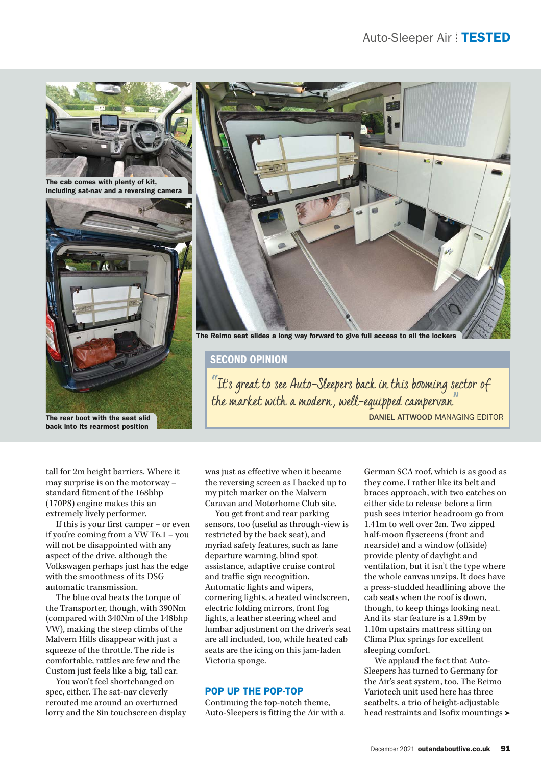The cab comes with plenty of kit, including sat-nav and a reversing camera

The rear boot with the seat slid back into its rearmost position

The Reimo seat slides a long way forward to give full access to all the lockers

## SECOND OPINION

*"It's great to see Auto-Sleepers back in this booming sector of the market with a modern, well-equipped campervan"*

**DANIEL ATTWOOD** MANAGING EDITOR

tall for 2m height barriers. Where it may surprise is on the motorway – standard fitment of the 168bhp (170PS) engine makes this an extremely lively performer.

If this is your first camper – or even if you're coming from a VW T6.1 – you will not be disappointed with any aspect of the drive, although the Volkswagen perhaps just has the edge with the smoothness of its DSG automatic transmission.

The blue oval beats the torque of the Transporter, though, with 390Nm (compared with 340Nm of the 148bhp VW), making the steep climbs of the Malvern Hills disappear with just a squeeze of the throttle. The ride is comfortable, rattles are few and the Custom just feels like a big, tall car.

You won't feel shortchanged on spec, either. The sat-nav cleverly rerouted me around an overturned lorry and the 8in touchscreen display was just as effective when it became the reversing screen as I backed up to my pitch marker on the Malvern Caravan and Motorhome Club site.

You get front and rear parking sensors, too (useful as through-view is restricted by the back seat), and myriad safety features, such as lane departure warning, blind spot assistance, adaptive cruise control and traffic sign recognition. Automatic lights and wipers, cornering lights, a heated windscreen, electric folding mirrors, front fog lights, a leather steering wheel and lumbar adjustment on the driver's seat are all included, too, while heated cab seats are the icing on this jam-laden Victoria sponge.

### POP UP THE POP-TOP

Continuing the top-notch theme, Auto-Sleepers is fitting the Air with a German SCA roof, which is as good as they come. I rather like its belt and braces approach, with two catches on either side to release before a firm push sees interior headroom go from 1.41m to well over 2m. Two zipped half-moon flyscreens (front and nearside) and a window (offside) provide plenty of daylight and ventilation, but it isn't the type where the whole canvas unzips. It does have a press-studded headlining above the cab seats when the roof is down, though, to keep things looking neat. And its star feature is a 1.89m by 1.10m upstairs mattress sitting on Clima Plux springs for excellent sleeping comfort.

We applaud the fact that Auto-Sleepers has turned to Germany for the Air's seat system, too. The Reimo Variotech unit used here has three seatbelts, a trio of height-adjustable head restraints and Isofix mountings ➤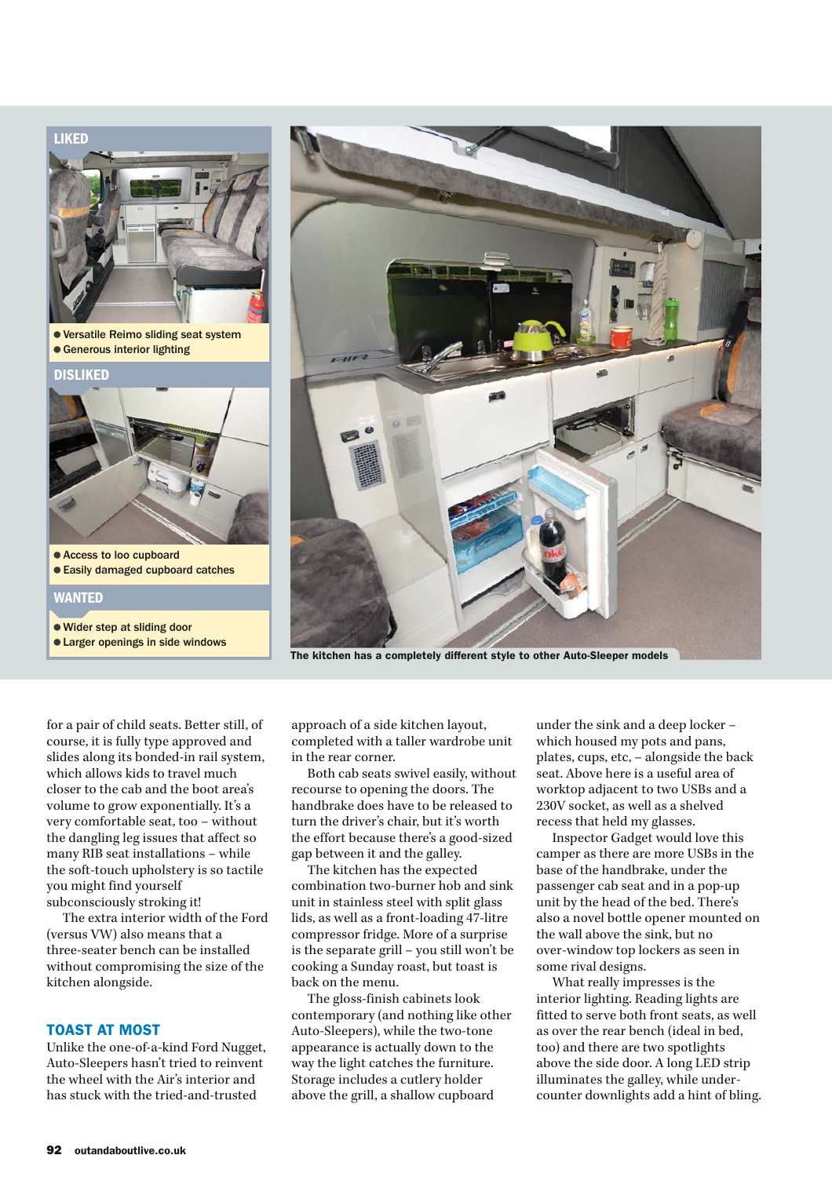## LIKED

- Versatile Reimo sliding seat system
- Generous interior lighting

## DISLIKED

- Access to loo cupboard
- Easily damaged cupboard catches

## WANTED

- Wider step at sliding door
- Larger openings in side windows

The kitchen has a completely different style to other Auto-Sleeper models

for a pair of child seats. Better still, of course, it is fully type approved and slides along its bonded-in rail system, which allows kids to travel much closer to the cab and the boot area's volume to grow exponentially. It's a very comfortable seat, too – without the dangling leg issues that affect so many RIB seat installations – while the soft-touch upholstery is so tactile you might find yourself subconsciously stroking it!

The extra interior width of the Ford (versus VW) also means that a three-seater bench can be installed without compromising the size of the kitchen alongside.

### TOAST AT MOST

Unlike the one-of-a-kind Ford Nugget, Auto-Sleepers hasn't tried to reinvent the wheel with the Air's interior and has stuck with the tried-and-trusted approach of a side kitchen layout, completed with a taller wardrobe unit in the rear corner.

Both cab seats swivel easily, without recourse to opening the doors. The handbrake does have to be released to turn the driver's chair, but it's worth the effort because there's a good-sized gap between it and the galley.

The kitchen has the expected combination two-burner hob and sink unit in stainless steel with split glass lids, as well as a front-loading 47-litre compressor fridge. More of a surprise is the separate grill – you still won't be cooking a Sunday roast, but toast is back on the menu.

The gloss-finish cabinets look contemporary (and nothing like other Auto-Sleepers), while the two-tone appearance is actually down to the way the light catches the furniture. Storage includes a cutlery holder above the grill, a shallow cupboard under the sink and a deep locker – which housed my pots and pans, plates, cups, etc, – alongside the back seat. Above here is a useful area of worktop adjacent to two USBs and a 230V socket, as well as a shelved recess that held my glasses.

Inspector Gadget would love this camper as there are more USBs in the base of the handbrake, under the passenger cab seat and in a pop-up unit by the head of the bed. There's also a novel bottle opener mounted on the wall above the sink, but no over-window top lockers as seen in some rival designs.

What really impresses is the interior lighting. Reading lights are fitted to serve both front seats, as well as over the rear bench (ideal in bed, too) and there are two spotlights above the side door. A long LED strip illuminates the galley, while under-counter downlights add a hint of bling.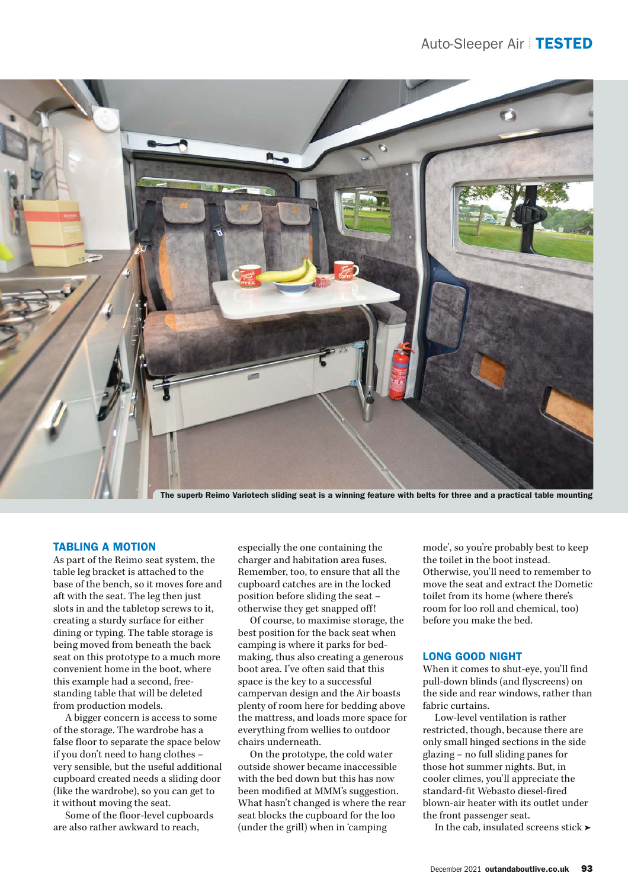The superb Reimo Variotech sliding seat is a winning feature with belts for three and a practical table mounting

## TABLING A MOTION

As part of the Reimo seat system, the table leg bracket is attached to the base of the bench, so it moves fore and aft with the seat. The leg then just slots in and the tabletop screws to it, creating a sturdy surface for either dining or typing. The table storage is being moved from beneath the back seat on this prototype to a much more convenient home in the boot, where this example had a second, free-standing table that will be deleted from production models.

A bigger concern is access to some of the storage. The wardrobe has a false floor to separate the space below if you don't need to hang clothes – very sensible, but the useful additional cupboard created needs a sliding door (like the wardrobe), so you can get to it without moving the seat.

Some of the floor-level cupboards are also rather awkward to reach, especially the one containing the charger and habitation area fuses. Remember, too, to ensure that all the cupboard catches are in the locked position before sliding the seat – otherwise they get snapped off!

Of course, to maximise storage, the best position for the back seat when camping is where it parks for bed-making, thus also creating a generous boot area. I've often said that this space is the key to a successful campervan design and the Air boasts plenty of room here for bedding above the mattress, and loads more space for everything from wellies to outdoor chairs underneath.

On the prototype, the cold water outside shower became inaccessible with the bed down but this has now been modified at MMM's suggestion. What hasn't changed is where the rear seat blocks the cupboard for the loo (under the grill) when in 'camping mode', so you're probably best to keep the toilet in the boot instead. Otherwise, you'll need to remember to move the seat and extract the Dometic toilet from its home (where there's room for loo roll and chemical, too) before you make the bed.

## LONG GOOD NIGHT

When it comes to shut-eye, you'll find pull-down blinds (and flyscreens) on the side and rear windows, rather than fabric curtains.

Low-level ventilation is rather restricted, though, because there are only small hinged sections in the side glazing – no full sliding panes for those hot summer nights. But, in cooler climes, you'll appreciate the standard-fit Webasto diesel-fired blown-air heater with its outlet under the front passenger seat.

In the cab, insulated screens stick ➤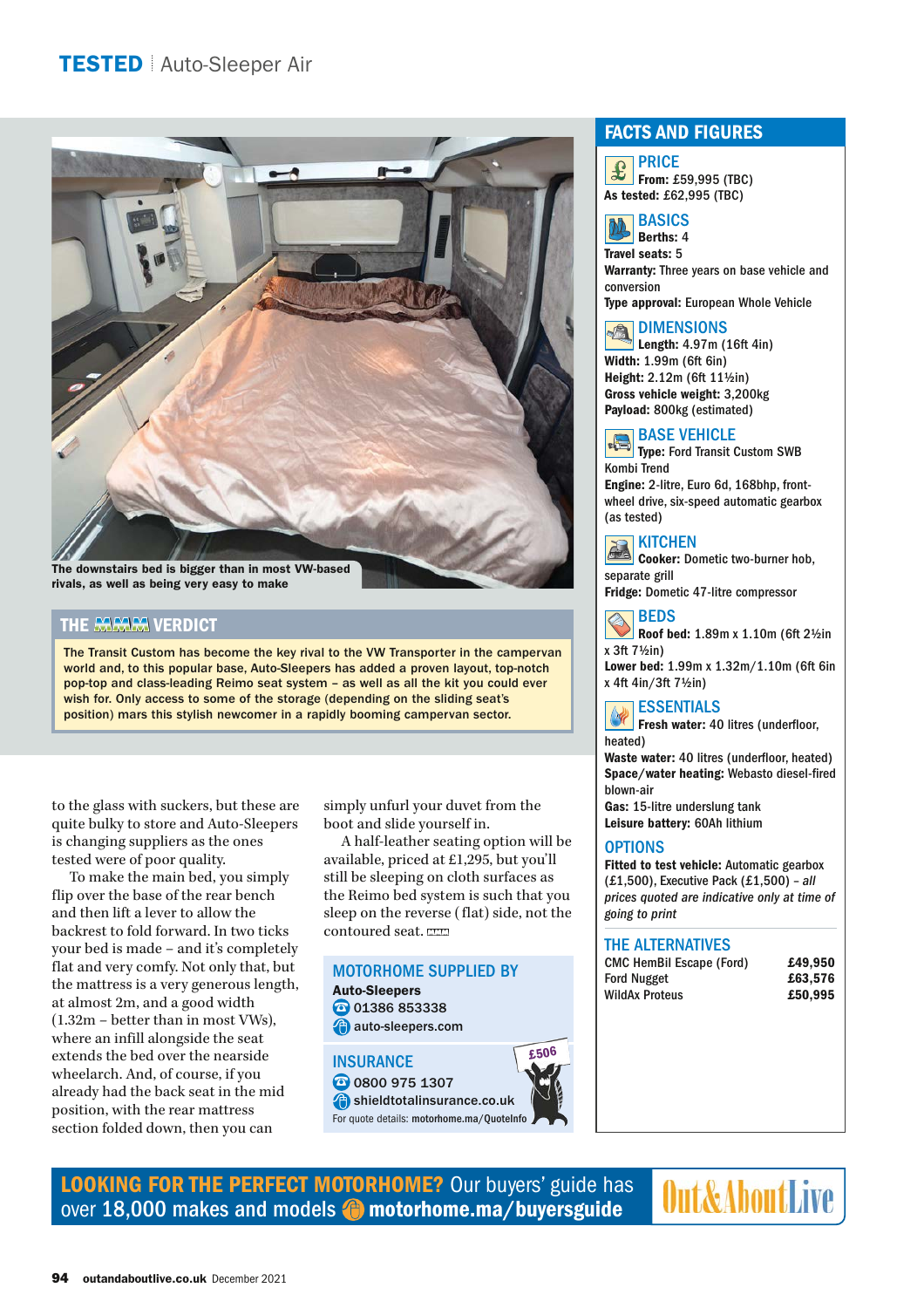The downstairs bed is bigger than in most VW-based rivals, as well as being very easy to make

## THE MMM VERDICT

The Transit Custom has become the key rival to the VW Transporter in the campervan world and, to this popular base, Auto-Sleepers has added a proven layout, top-notch pop-top and class-leading Reimo seat system – as well as all the kit you could ever wish for. Only access to some of the storage (depending on the sliding seat's position) mars this stylish newcomer in a rapidly booming campervan sector.

to the glass with suckers, but these are quite bulky to store and Auto-Sleepers is changing suppliers as the ones tested were of poor quality.

To make the main bed, you simply flip over the base of the rear bench and then lift a lever to allow the backrest to fold forward. In two ticks your bed is made – and it's completely flat and very comfy. Not only that, but the mattress is a very generous length, at almost 2m, and a good width (1.32m – better than in most VWs), where an infill alongside the seat extends the bed over the nearside wheelarch. And, of course, if you already had the back seat in the mid position, with the rear mattress section folded down, then you can simply unfurl your duvet from the boot and slide yourself in.

A half-leather seating option will be available, priced at £1,295, but you'll still be sleeping on cloth surfaces as the Reimo bed system is such that you sleep on the reverse (flat) side, not the contoured seat.

### MOTORHOME SUPPLIED BY

**Auto-Sleepers**
01386 853338
auto-sleepers.com

### INSURANCE

£506
0800 975 1307
shieldtotalinsurance.co.uk
For quote details: **motorhome.ma/QuoteInfo**

## FACTS AND FIGURES

### PRICE

**From:** £59,995 (TBC)
**As tested:** £62,995 (TBC)

### BASICS

**Berths:** 4
**Travel seats:** 5
**Warranty:** Three years on base vehicle and conversion
**Type approval:** European Whole Vehicle

### DIMENSIONS

**Length:** 4.97m (16ft 4in)
**Width:** 1.99m (6ft 6in)
**Height:** 2.12m (6ft 11½in)
**Gross vehicle weight:** 3,200kg
**Payload:** 800kg (estimated)

### BASE VEHICLE

**Type:** Ford Transit Custom SWB Kombi Trend
**Engine:** 2-litre, Euro 6d, 168bhp, front-wheel drive, six-speed automatic gearbox (as tested)

### KITCHEN

**Cooker:** Dometic two-burner hob, separate grill
**Fridge:** Dometic 47-litre compressor

### BEDS

**Roof bed:** 1.89m x 1.10m (6ft 2½in x 3ft 7½in)
**Lower bed:** 1.99m x 1.32m/1.10m (6ft 6in x 4ft 4in/3ft 7½in)

### ESSENTIALS

**Fresh water:** 40 litres (underfloor, heated)
**Waste water:** 40 litres (underfloor, heated)
**Space/water heating:** Webasto diesel-fired blown-air
**Gas:** 15-litre underslung tank
**Leisure battery:** 60Ah lithium

### OPTIONS

**Fitted to test vehicle:** Automatic gearbox (£1,500), Executive Pack (£1,500) – *all prices quoted are indicative only at time of going to print*

### THE ALTERNATIVES

| | |
|---|---|
| CMC HemBil Escape (Ford) | £49,950 |
| Ford Nugget | £63,576 |
| WildAx Proteus | £50,995 |

**LOOKING FOR THE PERFECT MOTORHOME?** Our buyers' guide has over **18,000** makes and models **motorhome.ma/buyersguide**

Out&AboutLive